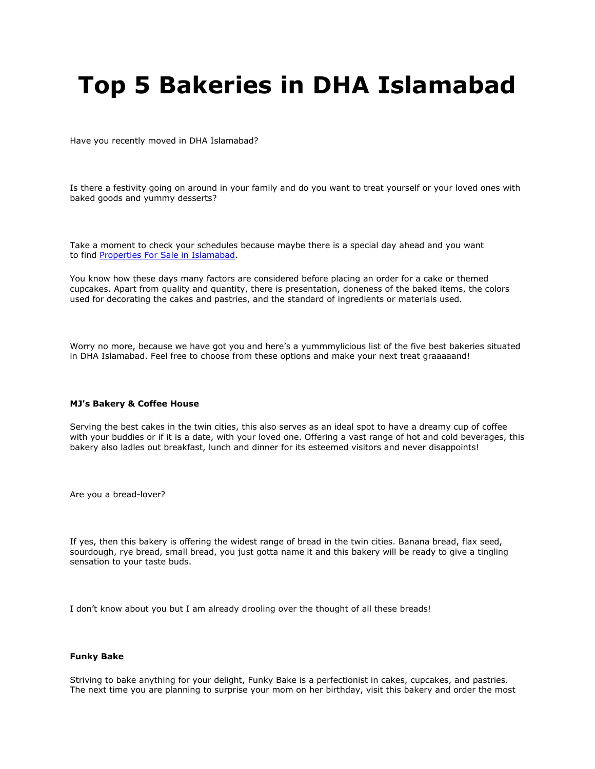# Top 5 Bakeries in DHA Islamabad

Have you recently moved in DHA Islamabad?

Is there a festivity going on around in your family and do you want to treat yourself or your loved ones with baked goods and yummy desserts?

Take a moment to check your schedules because maybe there is a special day ahead and you want to find [Properties For Sale in Islamabad](#).

You know how these days many factors are considered before placing an order for a cake or themed cupcakes. Apart from quality and quantity, there is presentation, doneness of the baked items, the colors used for decorating the cakes and pastries, and the standard of ingredients or materials used.

Worry no more, because we have got you and here's a yummmylicious list of the five best bakeries situated in DHA Islamabad. Feel free to choose from these options and make your next treat graaaaand!

**MJ's Bakery & Coffee House**

Serving the best cakes in the twin cities, this also serves as an ideal spot to have a dreamy cup of coffee with your buddies or if it is a date, with your loved one. Offering a vast range of hot and cold beverages, this bakery also ladles out breakfast, lunch and dinner for its esteemed visitors and never disappoints!

Are you a bread-lover?

If yes, then this bakery is offering the widest range of bread in the twin cities. Banana bread, flax seed, sourdough, rye bread, small bread, you just gotta name it and this bakery will be ready to give a tingling sensation to your taste buds.

I don't know about you but I am already drooling over the thought of all these breads!

**Funky Bake**

Striving to bake anything for your delight, Funky Bake is a perfectionist in cakes, cupcakes, and pastries. The next time you are planning to surprise your mom on her birthday, visit this bakery and order the most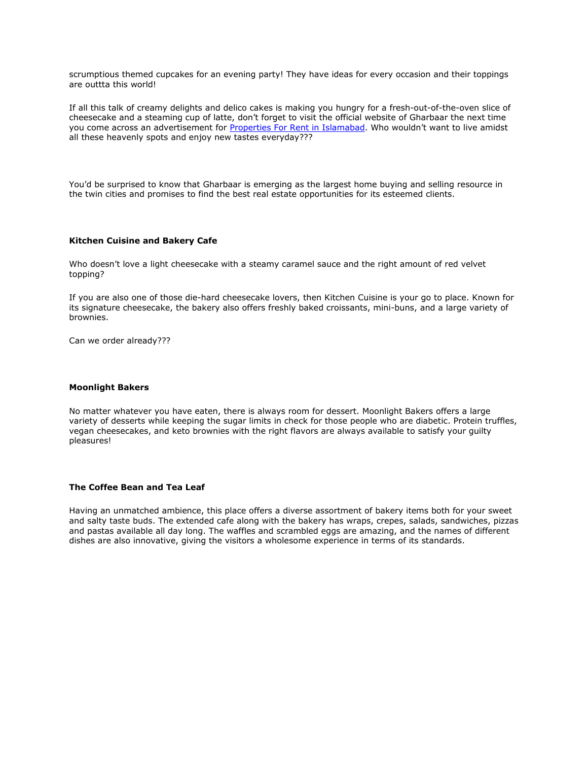scrumptious themed cupcakes for an evening party! They have ideas for every occasion and their toppings are outttta this world!

If all this talk of creamy delights and delico cakes is making you hungry for a fresh-out-of-the-oven slice of cheesecake and a steaming cup of latte, don't forget to visit the official website of Gharbaar the next time you come across an advertisement for [Properties For Rent in Islamabad](). Who wouldn't want to live amidst all these heavenly spots and enjoy new tastes everyday???

You'd be surprised to know that Gharbaar is emerging as the largest home buying and selling resource in the twin cities and promises to find the best real estate opportunities for its esteemed clients.

**Kitchen Cuisine and Bakery Cafe**

Who doesn't love a light cheesecake with a steamy caramel sauce and the right amount of red velvet topping?

If you are also one of those die-hard cheesecake lovers, then Kitchen Cuisine is your go to place. Known for its signature cheesecake, the bakery also offers freshly baked croissants, mini-buns, and a large variety of brownies.

Can we order already???

**Moonlight Bakers**

No matter whatever you have eaten, there is always room for dessert. Moonlight Bakers offers a large variety of desserts while keeping the sugar limits in check for those people who are diabetic. Protein truffles, vegan cheesecakes, and keto brownies with the right flavors are always available to satisfy your guilty pleasures!

**The Coffee Bean and Tea Leaf**

Having an unmatched ambience, this place offers a diverse assortment of bakery items both for your sweet and salty taste buds. The extended cafe along with the bakery has wraps, crepes, salads, sandwiches, pizzas and pastas available all day long. The waffles and scrambled eggs are amazing, and the names of different dishes are also innovative, giving the visitors a wholesome experience in terms of its standards.